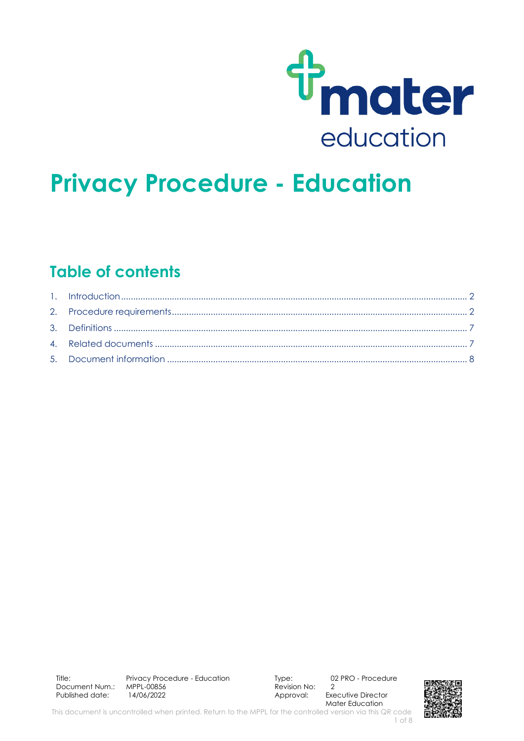# Privacy Procedure - Education

## Table of contents

1. Introduction ........ 2
2. Procedure requirements ........ 2
3. Definitions ........ 7
4. Related documents ........ 7
5. Document information ........ 8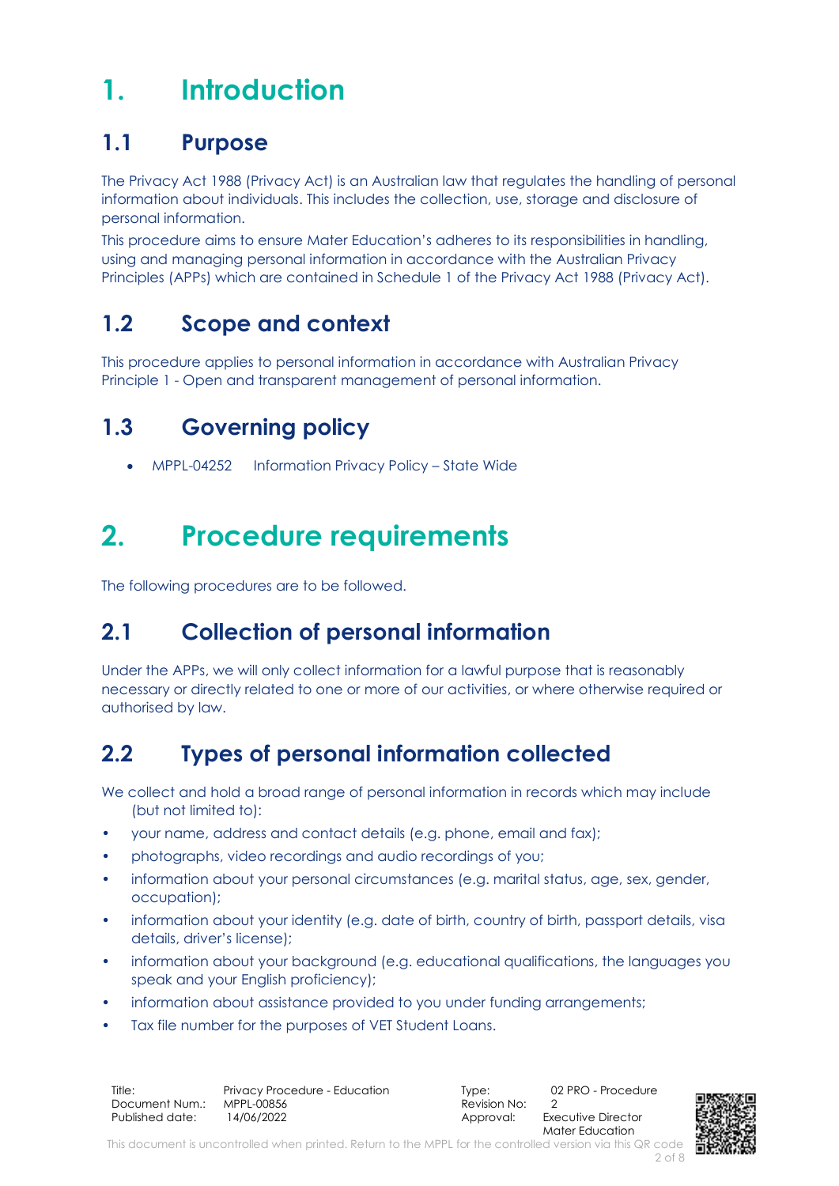# 1. Introduction

## 1.1 Purpose

The Privacy Act 1988 (Privacy Act) is an Australian law that regulates the handling of personal information about individuals. This includes the collection, use, storage and disclosure of personal information.

This procedure aims to ensure Mater Education's adheres to its responsibilities in handling, using and managing personal information in accordance with the Australian Privacy Principles (APPs) which are contained in Schedule 1 of the Privacy Act 1988 (Privacy Act).

## 1.2 Scope and context

This procedure applies to personal information in accordance with Australian Privacy Principle 1 - Open and transparent management of personal information.

## 1.3 Governing policy

- MPPL-04252 Information Privacy Policy – State Wide

# 2. Procedure requirements

The following procedures are to be followed.

## 2.1 Collection of personal information

Under the APPs, we will only collect information for a lawful purpose that is reasonably necessary or directly related to one or more of our activities, or where otherwise required or authorised by law.

## 2.2 Types of personal information collected

We collect and hold a broad range of personal information in records which may include (but not limited to):

- your name, address and contact details (e.g. phone, email and fax);
- photographs, video recordings and audio recordings of you;
- information about your personal circumstances (e.g. marital status, age, sex, gender, occupation);
- information about your identity (e.g. date of birth, country of birth, passport details, visa details, driver's license);
- information about your background (e.g. educational qualifications, the languages you speak and your English proficiency);
- information about assistance provided to you under funding arrangements;
- Tax file number for the purposes of VET Student Loans.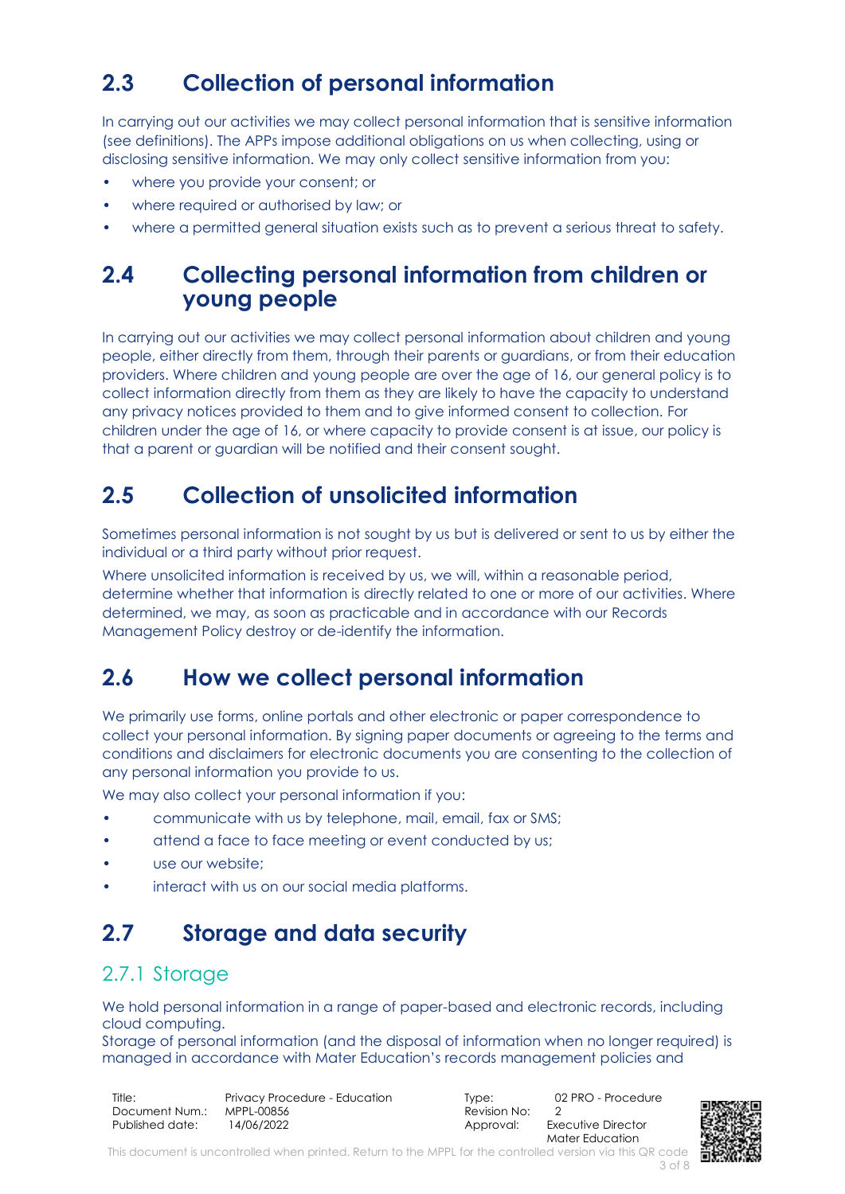## 2.3 Collection of personal information

In carrying out our activities we may collect personal information that is sensitive information (see definitions). The APPs impose additional obligations on us when collecting, using or disclosing sensitive information. We may only collect sensitive information from you:

- where you provide your consent; or
- where required or authorised by law; or
- where a permitted general situation exists such as to prevent a serious threat to safety.

## 2.4 Collecting personal information from children or young people

In carrying out our activities we may collect personal information about children and young people, either directly from them, through their parents or guardians, or from their education providers. Where children and young people are over the age of 16, our general policy is to collect information directly from them as they are likely to have the capacity to understand any privacy notices provided to them and to give informed consent to collection. For children under the age of 16, or where capacity to provide consent is at issue, our policy is that a parent or guardian will be notified and their consent sought.

## 2.5 Collection of unsolicited information

Sometimes personal information is not sought by us but is delivered or sent to us by either the individual or a third party without prior request.

Where unsolicited information is received by us, we will, within a reasonable period, determine whether that information is directly related to one or more of our activities. Where determined, we may, as soon as practicable and in accordance with our Records Management Policy destroy or de-identify the information.

## 2.6 How we collect personal information

We primarily use forms, online portals and other electronic or paper correspondence to collect your personal information. By signing paper documents or agreeing to the terms and conditions and disclaimers for electronic documents you are consenting to the collection of any personal information you provide to us.

We may also collect your personal information if you:

- communicate with us by telephone, mail, email, fax or SMS;
- attend a face to face meeting or event conducted by us;
- use our website;
- interact with us on our social media platforms.

## 2.7 Storage and data security

### 2.7.1 Storage

We hold personal information in a range of paper-based and electronic records, including cloud computing.
Storage of personal information (and the disposal of information when no longer required) is managed in accordance with Mater Education's records management policies and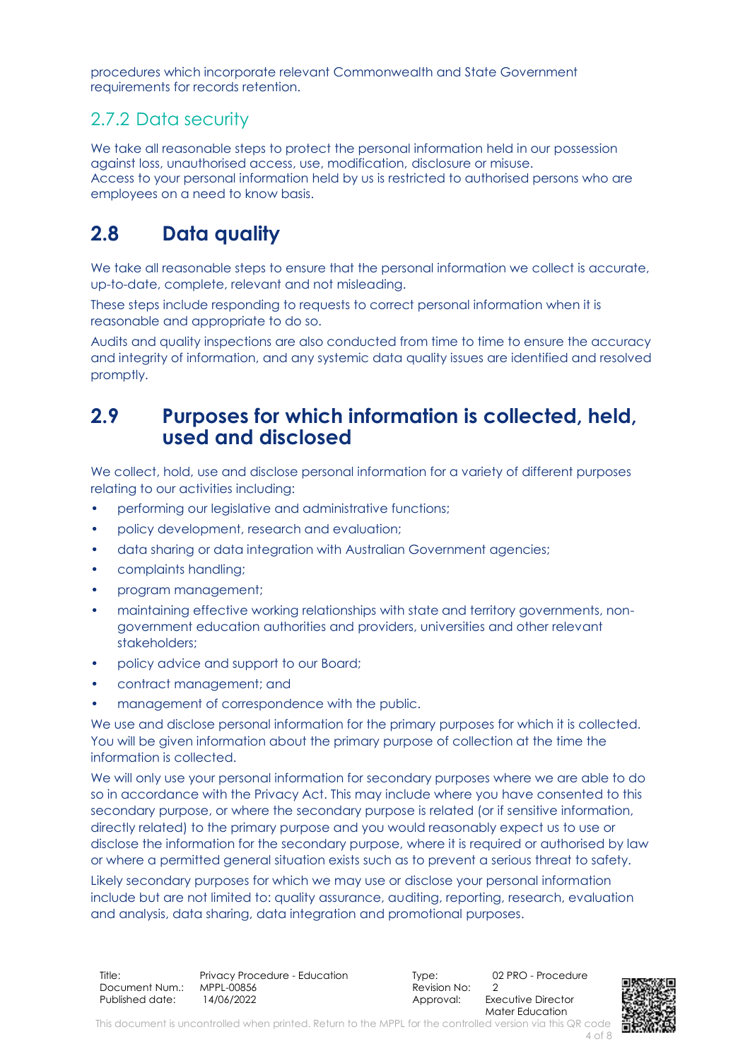procedures which incorporate relevant Commonwealth and State Government requirements for records retention.

### 2.7.2 Data security

We take all reasonable steps to protect the personal information held in our possession against loss, unauthorised access, use, modification, disclosure or misuse.
Access to your personal information held by us is restricted to authorised persons who are employees on a need to know basis.

## 2.8 Data quality

We take all reasonable steps to ensure that the personal information we collect is accurate, up-to-date, complete, relevant and not misleading.

These steps include responding to requests to correct personal information when it is reasonable and appropriate to do so.

Audits and quality inspections are also conducted from time to time to ensure the accuracy and integrity of information, and any systemic data quality issues are identified and resolved promptly.

## 2.9 Purposes for which information is collected, held, used and disclosed

We collect, hold, use and disclose personal information for a variety of different purposes relating to our activities including:

- performing our legislative and administrative functions;
- policy development, research and evaluation;
- data sharing or data integration with Australian Government agencies;
- complaints handling;
- program management;
- maintaining effective working relationships with state and territory governments, non-government education authorities and providers, universities and other relevant stakeholders;
- policy advice and support to our Board;
- contract management; and
- management of correspondence with the public.

We use and disclose personal information for the primary purposes for which it is collected. You will be given information about the primary purpose of collection at the time the information is collected.

We will only use your personal information for secondary purposes where we are able to do so in accordance with the Privacy Act. This may include where you have consented to this secondary purpose, or where the secondary purpose is related (or if sensitive information, directly related) to the primary purpose and you would reasonably expect us to use or disclose the information for the secondary purpose, where it is required or authorised by law or where a permitted general situation exists such as to prevent a serious threat to safety.

Likely secondary purposes for which we may use or disclose your personal information include but are not limited to: quality assurance, auditing, reporting, research, evaluation and analysis, data sharing, data integration and promotional purposes.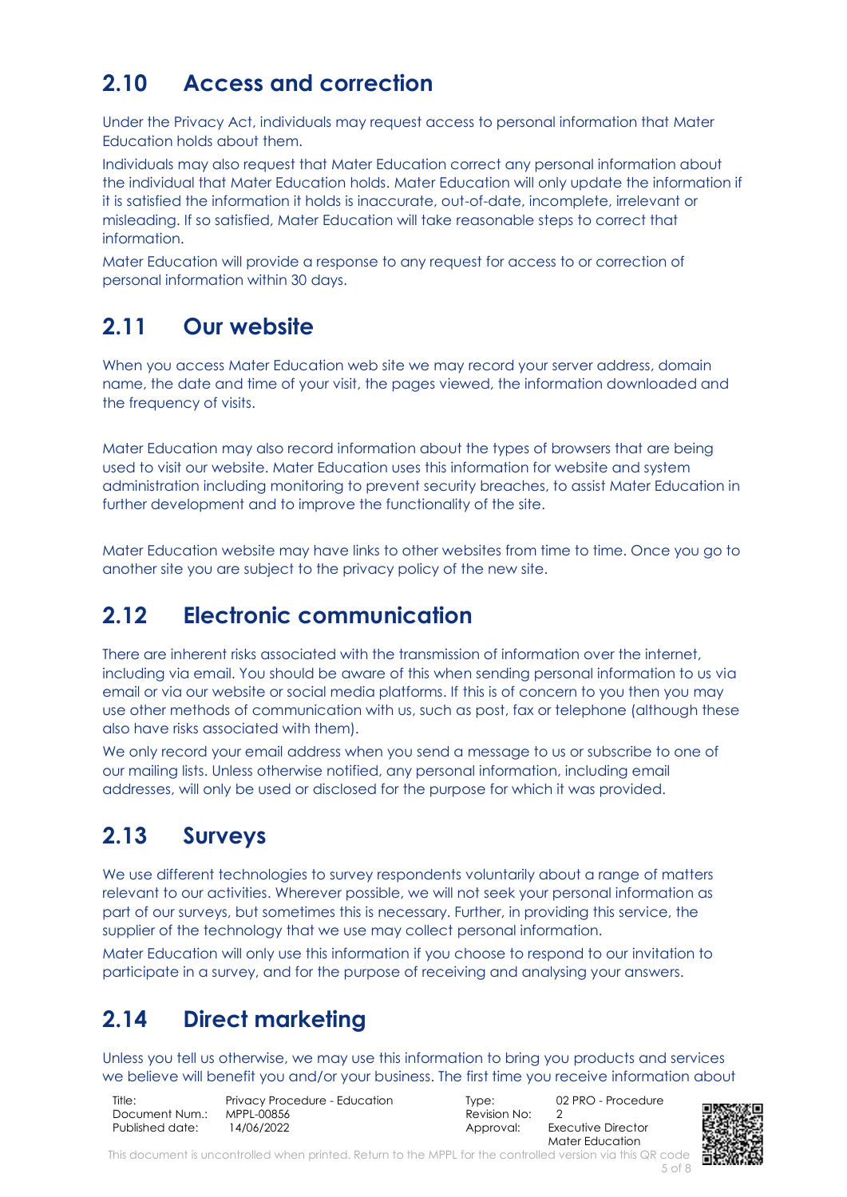## 2.10 Access and correction

Under the Privacy Act, individuals may request access to personal information that Mater Education holds about them.

Individuals may also request that Mater Education correct any personal information about the individual that Mater Education holds. Mater Education will only update the information if it is satisfied the information it holds is inaccurate, out-of-date, incomplete, irrelevant or misleading. If so satisfied, Mater Education will take reasonable steps to correct that information.

Mater Education will provide a response to any request for access to or correction of personal information within 30 days.

## 2.11 Our website

When you access Mater Education web site we may record your server address, domain name, the date and time of your visit, the pages viewed, the information downloaded and the frequency of visits.

Mater Education may also record information about the types of browsers that are being used to visit our website. Mater Education uses this information for website and system administration including monitoring to prevent security breaches, to assist Mater Education in further development and to improve the functionality of the site.

Mater Education website may have links to other websites from time to time. Once you go to another site you are subject to the privacy policy of the new site.

## 2.12 Electronic communication

There are inherent risks associated with the transmission of information over the internet, including via email. You should be aware of this when sending personal information to us via email or via our website or social media platforms. If this is of concern to you then you may use other methods of communication with us, such as post, fax or telephone (although these also have risks associated with them).

We only record your email address when you send a message to us or subscribe to one of our mailing lists. Unless otherwise notified, any personal information, including email addresses, will only be used or disclosed for the purpose for which it was provided.

## 2.13 Surveys

We use different technologies to survey respondents voluntarily about a range of matters relevant to our activities. Wherever possible, we will not seek your personal information as part of our surveys, but sometimes this is necessary. Further, in providing this service, the supplier of the technology that we use may collect personal information.

Mater Education will only use this information if you choose to respond to our invitation to participate in a survey, and for the purpose of receiving and analysing your answers.

## 2.14 Direct marketing

Unless you tell us otherwise, we may use this information to bring you products and services we believe will benefit you and/or your business. The first time you receive information about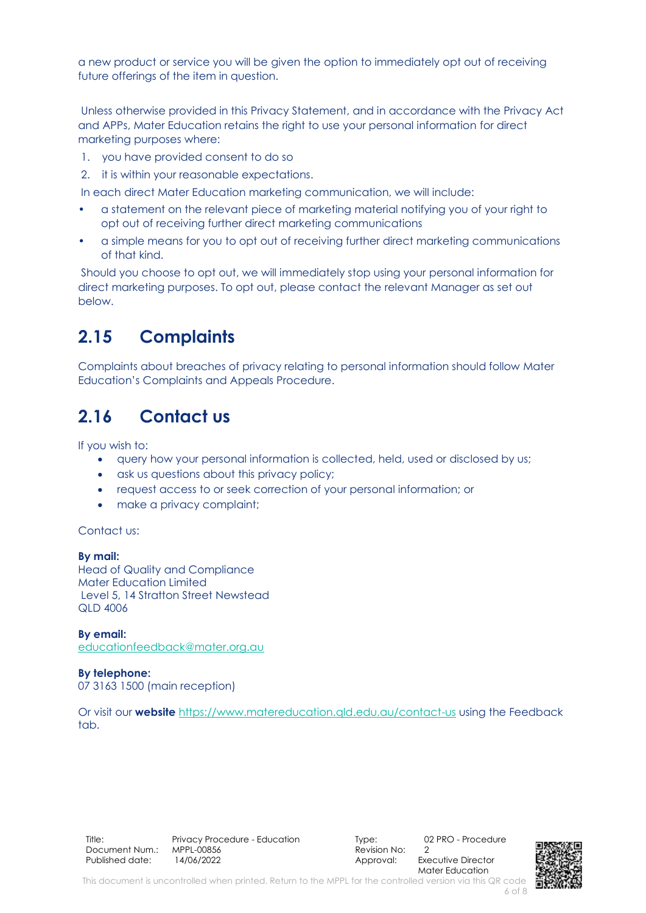a new product or service you will be given the option to immediately opt out of receiving future offerings of the item in question.

Unless otherwise provided in this Privacy Statement, and in accordance with the Privacy Act and APPs, Mater Education retains the right to use your personal information for direct marketing purposes where:

1. you have provided consent to do so
2. it is within your reasonable expectations.

In each direct Mater Education marketing communication, we will include:

- a statement on the relevant piece of marketing material notifying you of your right to opt out of receiving further direct marketing communications
- a simple means for you to opt out of receiving further direct marketing communications of that kind.

Should you choose to opt out, we will immediately stop using your personal information for direct marketing purposes. To opt out, please contact the relevant Manager as set out below.

## 2.15 Complaints

Complaints about breaches of privacy relating to personal information should follow Mater Education's Complaints and Appeals Procedure.

## 2.16 Contact us

If you wish to:

- query how your personal information is collected, held, used or disclosed by us;
- ask us questions about this privacy policy;
- request access to or seek correction of your personal information; or
- make a privacy complaint;

Contact us:

**By mail:**
Head of Quality and Compliance
Mater Education Limited
Level 5, 14 Stratton Street Newstead
QLD 4006

**By email:**
educationfeedback@mater.org.au

**By telephone:**
07 3163 1500 (main reception)

Or visit our **website** https://www.matereducation.qld.edu.au/contact-us using the Feedback tab.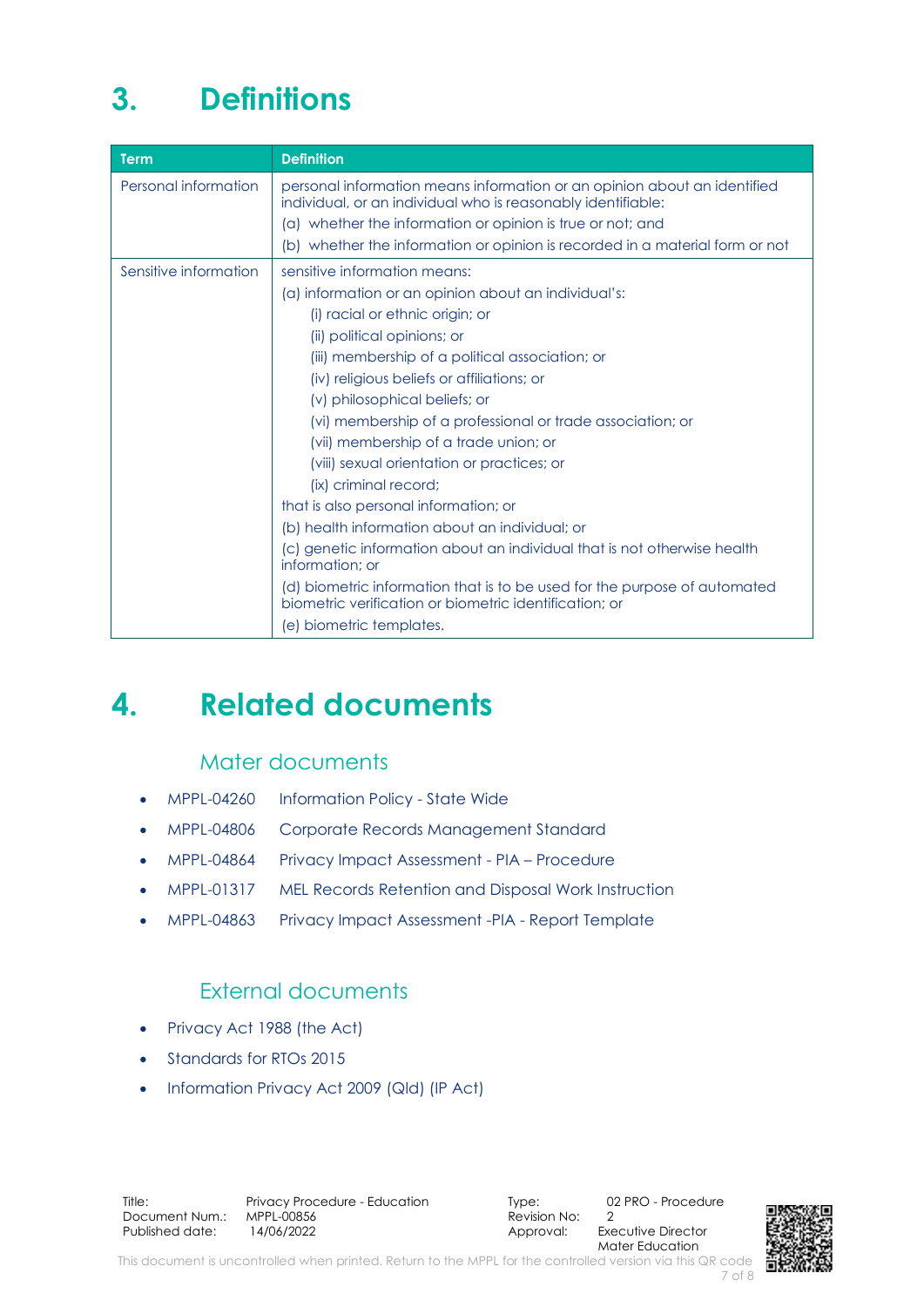# 3. Definitions

| Term | Definition |
|---|---|
| Personal information | personal information means information or an opinion about an identified individual, or an individual who is reasonably identifiable:<br>(a) whether the information or opinion is true or not; and<br>(b) whether the information or opinion is recorded in a material form or not |
| Sensitive information | sensitive information means:<br>(a) information or an opinion about an individual's:<br>(i) racial or ethnic origin; or<br>(ii) political opinions; or<br>(iii) membership of a political association; or<br>(iv) religious beliefs or affiliations; or<br>(v) philosophical beliefs; or<br>(vi) membership of a professional or trade association; or<br>(vii) membership of a trade union; or<br>(viii) sexual orientation or practices; or<br>(ix) criminal record;<br>that is also personal information; or<br>(b) health information about an individual; or<br>(c) genetic information about an individual that is not otherwise health information; or<br>(d) biometric information that is to be used for the purpose of automated biometric verification or biometric identification; or<br>(e) biometric templates. |

# 4. Related documents

## Mater documents

- MPPL-04260 Information Policy - State Wide
- MPPL-04806 Corporate Records Management Standard
- MPPL-04864 Privacy Impact Assessment - PIA – Procedure
- MPPL-01317 MEL Records Retention and Disposal Work Instruction
- MPPL-04863 Privacy Impact Assessment -PIA - Report Template

## External documents

- Privacy Act 1988 (the Act)
- Standards for RTOs 2015
- Information Privacy Act 2009 (Qld) (IP Act)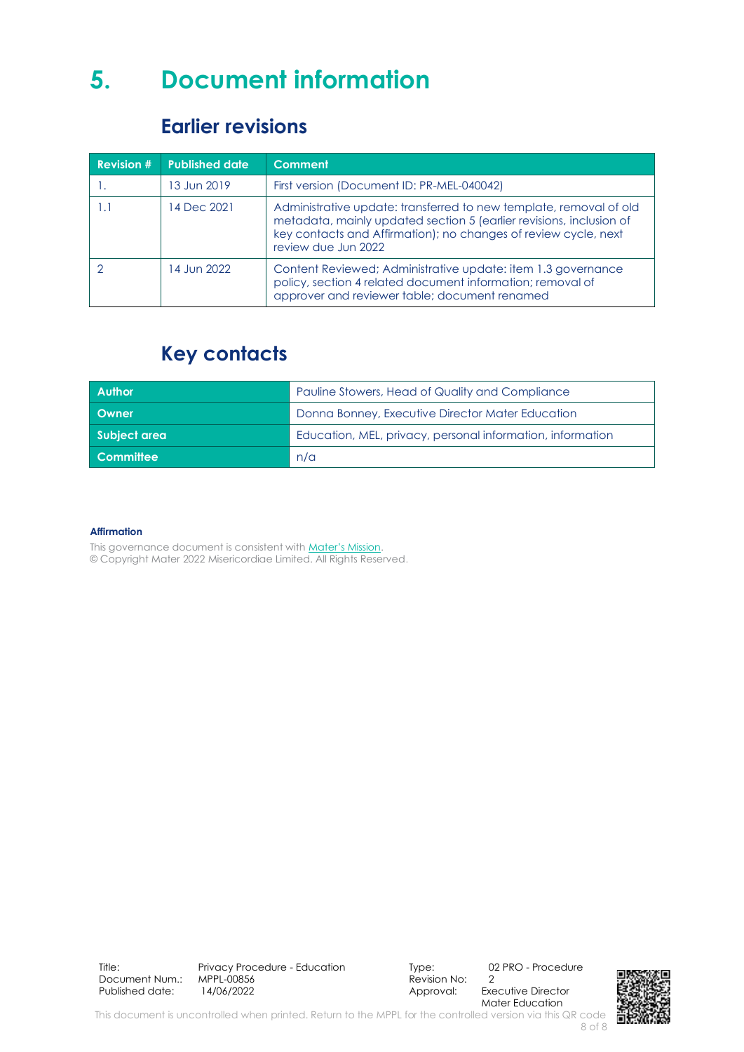# 5. Document information

## Earlier revisions

| Revision # | Published date | Comment |
|---|---|---|
| 1. | 13 Jun 2019 | First version (Document ID: PR-MEL-040042) |
| 1.1 | 14 Dec 2021 | Administrative update: transferred to new template, removal of old metadata, mainly updated section 5 (earlier revisions, inclusion of key contacts and Affirmation); no changes of review cycle, next review due Jun 2022 |
| 2 | 14 Jun 2022 | Content Reviewed; Administrative update: item 1.3 governance policy, section 4 related document information; removal of approver and reviewer table; document renamed |

## Key contacts

| | |
|---|---|
| **Author** | Pauline Stowers, Head of Quality and Compliance |
| **Owner** | Donna Bonney, Executive Director Mater Education |
| **Subject area** | Education, MEL, privacy, personal information, information |
| **Committee** | n/a |

**Affirmation**

This governance document is consistent with Mater's Mission.
© Copyright Mater 2022 Misericordiae Limited. All Rights Reserved.